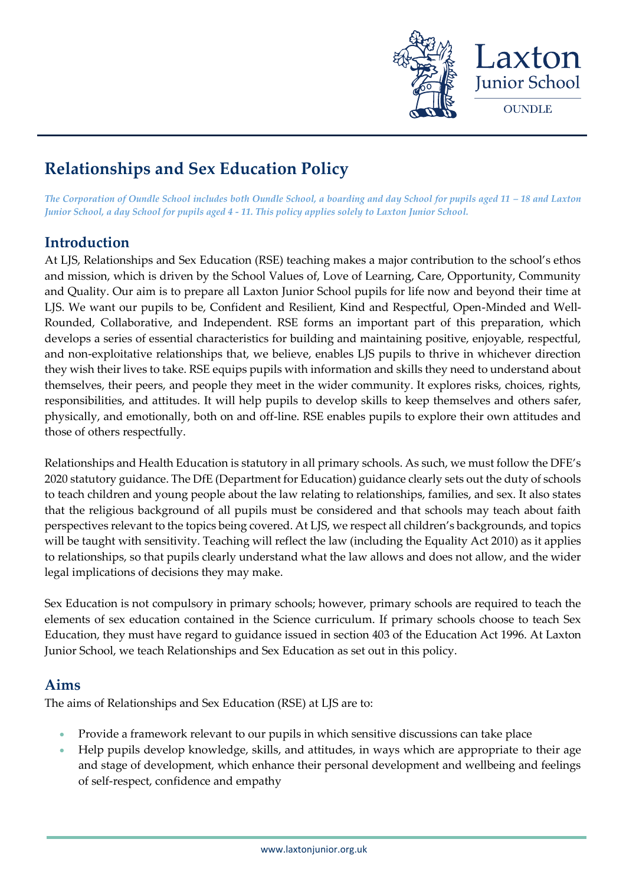# Relationships and Sex Education Policy

*The Corporation of Oundle School includes both Oundle School, a boarding and day School for pupils aged 11 – 18 and Laxton Junior School, a day School for pupils aged 4 - 11. This policy applies solely to Laxton Junior School.*

## Introduction

At LJS, Relationships and Sex Education (RSE) teaching makes a major contribution to the school's ethos and mission, which is driven by the School Values of, Love of Learning, Care, Opportunity, Community and Quality. Our aim is to prepare all Laxton Junior School pupils for life now and beyond their time at LJS. We want our pupils to be, Confident and Resilient, Kind and Respectful, Open-Minded and Well-Rounded, Collaborative, and Independent. RSE forms an important part of this preparation, which develops a series of essential characteristics for building and maintaining positive, enjoyable, respectful, and non-exploitative relationships that, we believe, enables LJS pupils to thrive in whichever direction they wish their lives to take. RSE equips pupils with information and skills they need to understand about themselves, their peers, and people they meet in the wider community. It explores risks, choices, rights, responsibilities, and attitudes. It will help pupils to develop skills to keep themselves and others safer, physically, and emotionally, both on and off-line. RSE enables pupils to explore their own attitudes and those of others respectfully.

Relationships and Health Education is statutory in all primary schools. As such, we must follow the DFE's 2020 statutory guidance. The DfE (Department for Education) guidance clearly sets out the duty of schools to teach children and young people about the law relating to relationships, families, and sex. It also states that the religious background of all pupils must be considered and that schools may teach about faith perspectives relevant to the topics being covered. At LJS, we respect all children's backgrounds, and topics will be taught with sensitivity. Teaching will reflect the law (including the Equality Act 2010) as it applies to relationships, so that pupils clearly understand what the law allows and does not allow, and the wider legal implications of decisions they may make.

Sex Education is not compulsory in primary schools; however, primary schools are required to teach the elements of sex education contained in the Science curriculum. If primary schools choose to teach Sex Education, they must have regard to guidance issued in section 403 of the Education Act 1996. At Laxton Junior School, we teach Relationships and Sex Education as set out in this policy.

## Aims

The aims of Relationships and Sex Education (RSE) at LJS are to:

- Provide a framework relevant to our pupils in which sensitive discussions can take place
- Help pupils develop knowledge, skills, and attitudes, in ways which are appropriate to their age and stage of development, which enhance their personal development and wellbeing and feelings of self-respect, confidence and empathy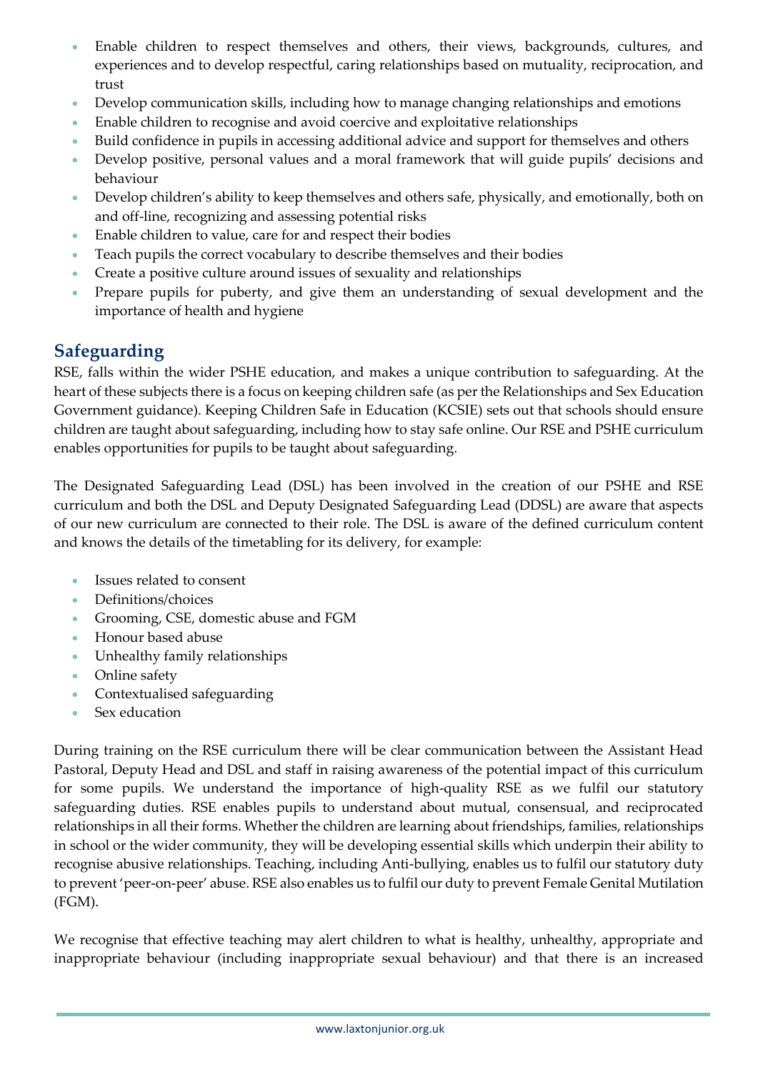- Enable children to respect themselves and others, their views, backgrounds, cultures, and experiences and to develop respectful, caring relationships based on mutuality, reciprocation, and trust
- Develop communication skills, including how to manage changing relationships and emotions
- Enable children to recognise and avoid coercive and exploitative relationships
- Build confidence in pupils in accessing additional advice and support for themselves and others
- Develop positive, personal values and a moral framework that will guide pupils' decisions and behaviour
- Develop children's ability to keep themselves and others safe, physically, and emotionally, both on and off-line, recognizing and assessing potential risks
- Enable children to value, care for and respect their bodies
- Teach pupils the correct vocabulary to describe themselves and their bodies
- Create a positive culture around issues of sexuality and relationships
- Prepare pupils for puberty, and give them an understanding of sexual development and the importance of health and hygiene

## Safeguarding

RSE, falls within the wider PSHE education, and makes a unique contribution to safeguarding. At the heart of these subjects there is a focus on keeping children safe (as per the Relationships and Sex Education Government guidance). Keeping Children Safe in Education (KCSIE) sets out that schools should ensure children are taught about safeguarding, including how to stay safe online. Our RSE and PSHE curriculum enables opportunities for pupils to be taught about safeguarding.

The Designated Safeguarding Lead (DSL) has been involved in the creation of our PSHE and RSE curriculum and both the DSL and Deputy Designated Safeguarding Lead (DDSL) are aware that aspects of our new curriculum are connected to their role. The DSL is aware of the defined curriculum content and knows the details of the timetabling for its delivery, for example:

- Issues related to consent
- Definitions/choices
- Grooming, CSE, domestic abuse and FGM
- Honour based abuse
- Unhealthy family relationships
- Online safety
- Contextualised safeguarding
- Sex education

During training on the RSE curriculum there will be clear communication between the Assistant Head Pastoral, Deputy Head and DSL and staff in raising awareness of the potential impact of this curriculum for some pupils. We understand the importance of high-quality RSE as we fulfil our statutory safeguarding duties. RSE enables pupils to understand about mutual, consensual, and reciprocated relationships in all their forms. Whether the children are learning about friendships, families, relationships in school or the wider community, they will be developing essential skills which underpin their ability to recognise abusive relationships. Teaching, including Anti-bullying, enables us to fulfil our statutory duty to prevent 'peer-on-peer' abuse. RSE also enables us to fulfil our duty to prevent Female Genital Mutilation (FGM).

We recognise that effective teaching may alert children to what is healthy, unhealthy, appropriate and inappropriate behaviour (including inappropriate sexual behaviour) and that there is an increased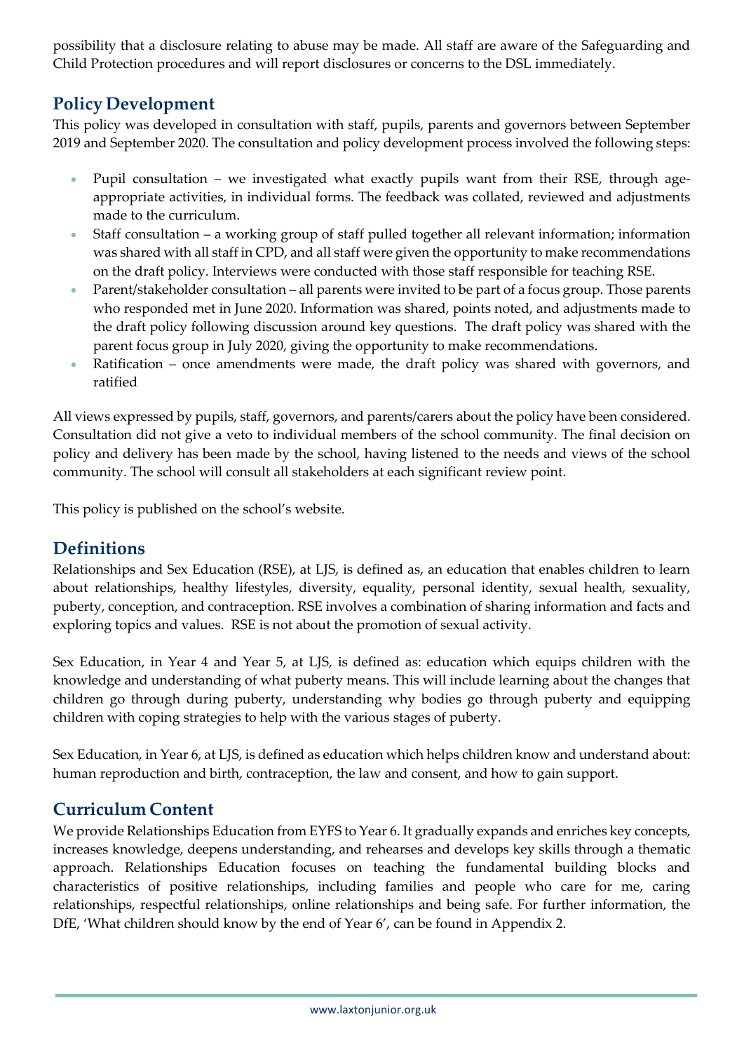possibility that a disclosure relating to abuse may be made. All staff are aware of the Safeguarding and Child Protection procedures and will report disclosures or concerns to the DSL immediately.

## Policy Development

This policy was developed in consultation with staff, pupils, parents and governors between September 2019 and September 2020. The consultation and policy development process involved the following steps:

- Pupil consultation – we investigated what exactly pupils want from their RSE, through age-appropriate activities, in individual forms. The feedback was collated, reviewed and adjustments made to the curriculum.
- Staff consultation – a working group of staff pulled together all relevant information; information was shared with all staff in CPD, and all staff were given the opportunity to make recommendations on the draft policy. Interviews were conducted with those staff responsible for teaching RSE.
- Parent/stakeholder consultation – all parents were invited to be part of a focus group. Those parents who responded met in June 2020. Information was shared, points noted, and adjustments made to the draft policy following discussion around key questions. The draft policy was shared with the parent focus group in July 2020, giving the opportunity to make recommendations.
- Ratification – once amendments were made, the draft policy was shared with governors, and ratified

All views expressed by pupils, staff, governors, and parents/carers about the policy have been considered. Consultation did not give a veto to individual members of the school community. The final decision on policy and delivery has been made by the school, having listened to the needs and views of the school community. The school will consult all stakeholders at each significant review point.

This policy is published on the school's website.

## Definitions

Relationships and Sex Education (RSE), at LJS, is defined as, an education that enables children to learn about relationships, healthy lifestyles, diversity, equality, personal identity, sexual health, sexuality, puberty, conception, and contraception. RSE involves a combination of sharing information and facts and exploring topics and values. RSE is not about the promotion of sexual activity.

Sex Education, in Year 4 and Year 5, at LJS, is defined as: education which equips children with the knowledge and understanding of what puberty means. This will include learning about the changes that children go through during puberty, understanding why bodies go through puberty and equipping children with coping strategies to help with the various stages of puberty.

Sex Education, in Year 6, at LJS, is defined as education which helps children know and understand about: human reproduction and birth, contraception, the law and consent, and how to gain support.

## Curriculum Content

We provide Relationships Education from EYFS to Year 6. It gradually expands and enriches key concepts, increases knowledge, deepens understanding, and rehearses and develops key skills through a thematic approach. Relationships Education focuses on teaching the fundamental building blocks and characteristics of positive relationships, including families and people who care for me, caring relationships, respectful relationships, online relationships and being safe. For further information, the DfE, 'What children should know by the end of Year 6', can be found in Appendix 2.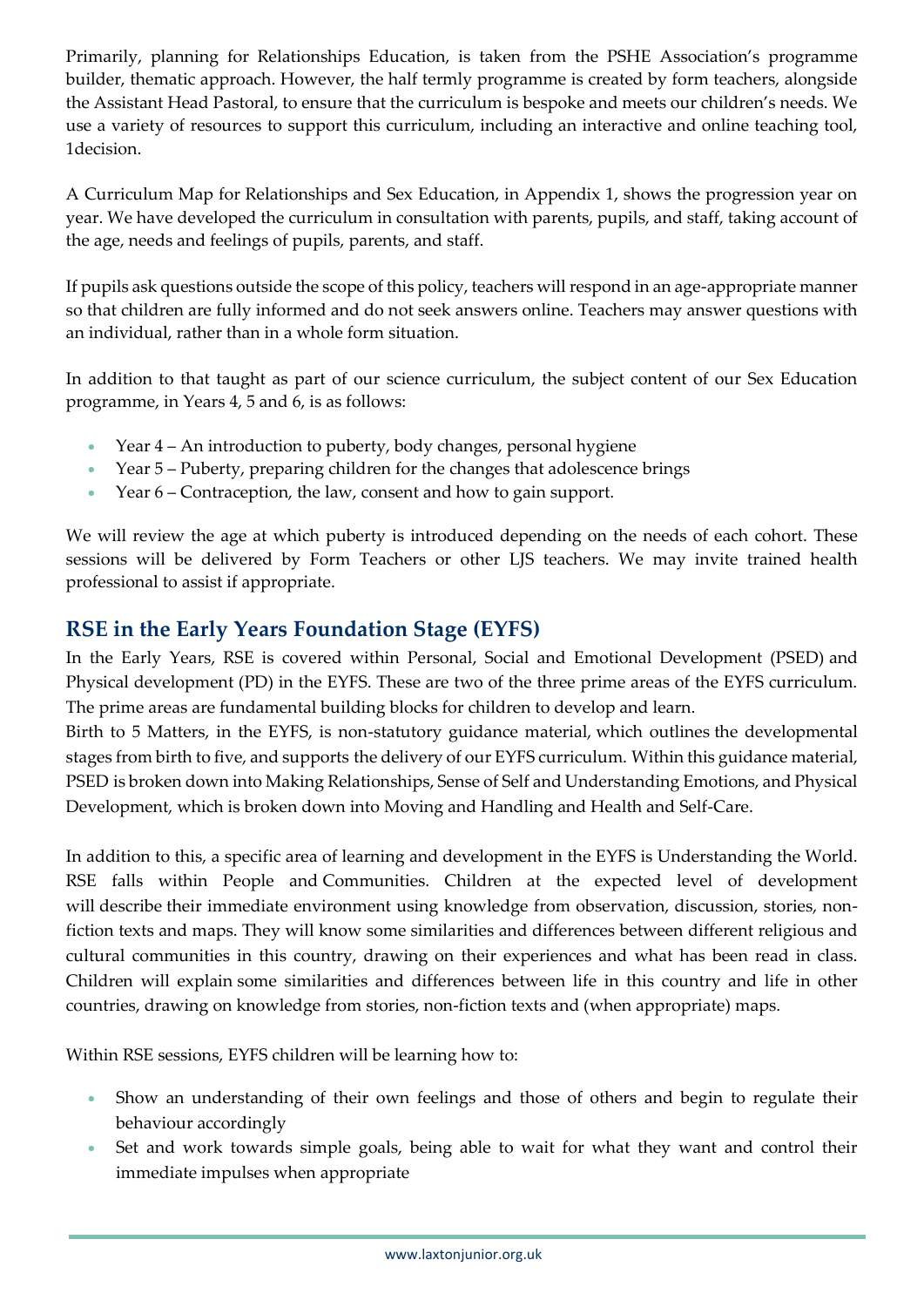Primarily, planning for Relationships Education, is taken from the PSHE Association's programme builder, thematic approach. However, the half termly programme is created by form teachers, alongside the Assistant Head Pastoral, to ensure that the curriculum is bespoke and meets our children's needs. We use a variety of resources to support this curriculum, including an interactive and online teaching tool, 1decision.

A Curriculum Map for Relationships and Sex Education, in Appendix 1, shows the progression year on year. We have developed the curriculum in consultation with parents, pupils, and staff, taking account of the age, needs and feelings of pupils, parents, and staff.

If pupils ask questions outside the scope of this policy, teachers will respond in an age-appropriate manner so that children are fully informed and do not seek answers online. Teachers may answer questions with an individual, rather than in a whole form situation.

In addition to that taught as part of our science curriculum, the subject content of our Sex Education programme, in Years 4, 5 and 6, is as follows:

- Year 4 – An introduction to puberty, body changes, personal hygiene
- Year 5 – Puberty, preparing children for the changes that adolescence brings
- Year 6 – Contraception, the law, consent and how to gain support.

We will review the age at which puberty is introduced depending on the needs of each cohort. These sessions will be delivered by Form Teachers or other LJS teachers. We may invite trained health professional to assist if appropriate.

## RSE in the Early Years Foundation Stage (EYFS)

In the Early Years, RSE is covered within Personal, Social and Emotional Development (PSED) and Physical development (PD) in the EYFS. These are two of the three prime areas of the EYFS curriculum. The prime areas are fundamental building blocks for children to develop and learn.

Birth to 5 Matters, in the EYFS, is non-statutory guidance material, which outlines the developmental stages from birth to five, and supports the delivery of our EYFS curriculum. Within this guidance material, PSED is broken down into Making Relationships, Sense of Self and Understanding Emotions, and Physical Development, which is broken down into Moving and Handling and Health and Self-Care.

In addition to this, a specific area of learning and development in the EYFS is Understanding the World. RSE falls within People and Communities. Children at the expected level of development will describe their immediate environment using knowledge from observation, discussion, stories, non-fiction texts and maps. They will know some similarities and differences between different religious and cultural communities in this country, drawing on their experiences and what has been read in class. Children will explain some similarities and differences between life in this country and life in other countries, drawing on knowledge from stories, non-fiction texts and (when appropriate) maps.

Within RSE sessions, EYFS children will be learning how to:

- Show an understanding of their own feelings and those of others and begin to regulate their behaviour accordingly
- Set and work towards simple goals, being able to wait for what they want and control their immediate impulses when appropriate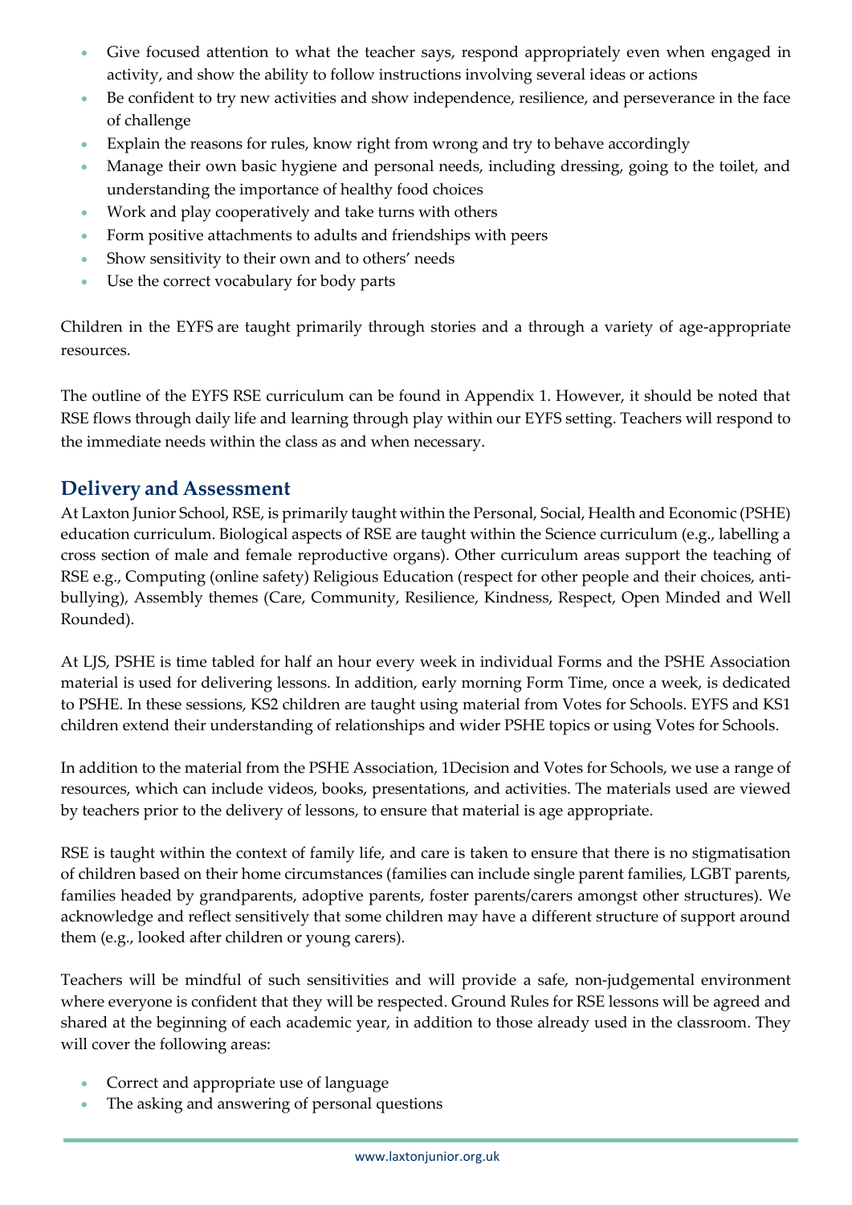- Give focused attention to what the teacher says, respond appropriately even when engaged in activity, and show the ability to follow instructions involving several ideas or actions
- Be confident to try new activities and show independence, resilience, and perseverance in the face of challenge
- Explain the reasons for rules, know right from wrong and try to behave accordingly
- Manage their own basic hygiene and personal needs, including dressing, going to the toilet, and understanding the importance of healthy food choices
- Work and play cooperatively and take turns with others
- Form positive attachments to adults and friendships with peers
- Show sensitivity to their own and to others' needs
- Use the correct vocabulary for body parts

Children in the EYFS are taught primarily through stories and a through a variety of age-appropriate resources.

The outline of the EYFS RSE curriculum can be found in Appendix 1. However, it should be noted that RSE flows through daily life and learning through play within our EYFS setting. Teachers will respond to the immediate needs within the class as and when necessary.

## Delivery and Assessment

At Laxton Junior School, RSE, is primarily taught within the Personal, Social, Health and Economic (PSHE) education curriculum. Biological aspects of RSE are taught within the Science curriculum (e.g., labelling a cross section of male and female reproductive organs). Other curriculum areas support the teaching of RSE e.g., Computing (online safety) Religious Education (respect for other people and their choices, anti-bullying), Assembly themes (Care, Community, Resilience, Kindness, Respect, Open Minded and Well Rounded).

At LJS, PSHE is time tabled for half an hour every week in individual Forms and the PSHE Association material is used for delivering lessons. In addition, early morning Form Time, once a week, is dedicated to PSHE. In these sessions, KS2 children are taught using material from Votes for Schools. EYFS and KS1 children extend their understanding of relationships and wider PSHE topics or using Votes for Schools.

In addition to the material from the PSHE Association, 1Decision and Votes for Schools, we use a range of resources, which can include videos, books, presentations, and activities. The materials used are viewed by teachers prior to the delivery of lessons, to ensure that material is age appropriate.

RSE is taught within the context of family life, and care is taken to ensure that there is no stigmatisation of children based on their home circumstances (families can include single parent families, LGBT parents, families headed by grandparents, adoptive parents, foster parents/carers amongst other structures). We acknowledge and reflect sensitively that some children may have a different structure of support around them (e.g., looked after children or young carers).

Teachers will be mindful of such sensitivities and will provide a safe, non-judgemental environment where everyone is confident that they will be respected. Ground Rules for RSE lessons will be agreed and shared at the beginning of each academic year, in addition to those already used in the classroom. They will cover the following areas:

- Correct and appropriate use of language
- The asking and answering of personal questions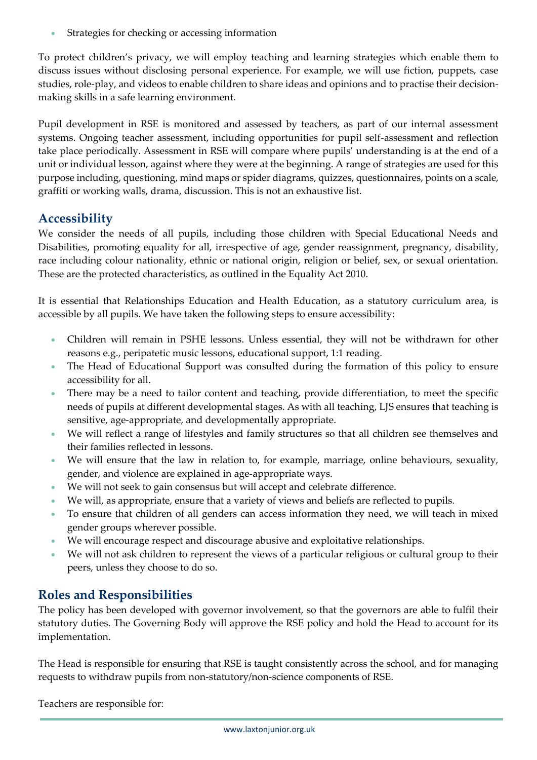- Strategies for checking or accessing information

To protect children's privacy, we will employ teaching and learning strategies which enable them to discuss issues without disclosing personal experience. For example, we will use fiction, puppets, case studies, role-play, and videos to enable children to share ideas and opinions and to practise their decision-making skills in a safe learning environment.

Pupil development in RSE is monitored and assessed by teachers, as part of our internal assessment systems. Ongoing teacher assessment, including opportunities for pupil self-assessment and reflection take place periodically. Assessment in RSE will compare where pupils' understanding is at the end of a unit or individual lesson, against where they were at the beginning. A range of strategies are used for this purpose including, questioning, mind maps or spider diagrams, quizzes, questionnaires, points on a scale, graffiti or working walls, drama, discussion. This is not an exhaustive list.

## Accessibility

We consider the needs of all pupils, including those children with Special Educational Needs and Disabilities, promoting equality for all, irrespective of age, gender reassignment, pregnancy, disability, race including colour nationality, ethnic or national origin, religion or belief, sex, or sexual orientation. These are the protected characteristics, as outlined in the Equality Act 2010.

It is essential that Relationships Education and Health Education, as a statutory curriculum area, is accessible by all pupils. We have taken the following steps to ensure accessibility:

- Children will remain in PSHE lessons. Unless essential, they will not be withdrawn for other reasons e.g., peripatetic music lessons, educational support, 1:1 reading.
- The Head of Educational Support was consulted during the formation of this policy to ensure accessibility for all.
- There may be a need to tailor content and teaching, provide differentiation, to meet the specific needs of pupils at different developmental stages. As with all teaching, LJS ensures that teaching is sensitive, age-appropriate, and developmentally appropriate.
- We will reflect a range of lifestyles and family structures so that all children see themselves and their families reflected in lessons.
- We will ensure that the law in relation to, for example, marriage, online behaviours, sexuality, gender, and violence are explained in age-appropriate ways.
- We will not seek to gain consensus but will accept and celebrate difference.
- We will, as appropriate, ensure that a variety of views and beliefs are reflected to pupils.
- To ensure that children of all genders can access information they need, we will teach in mixed gender groups wherever possible.
- We will encourage respect and discourage abusive and exploitative relationships.
- We will not ask children to represent the views of a particular religious or cultural group to their peers, unless they choose to do so.

## Roles and Responsibilities

The policy has been developed with governor involvement, so that the governors are able to fulfil their statutory duties. The Governing Body will approve the RSE policy and hold the Head to account for its implementation.

The Head is responsible for ensuring that RSE is taught consistently across the school, and for managing requests to withdraw pupils from non-statutory/non-science components of RSE.

Teachers are responsible for: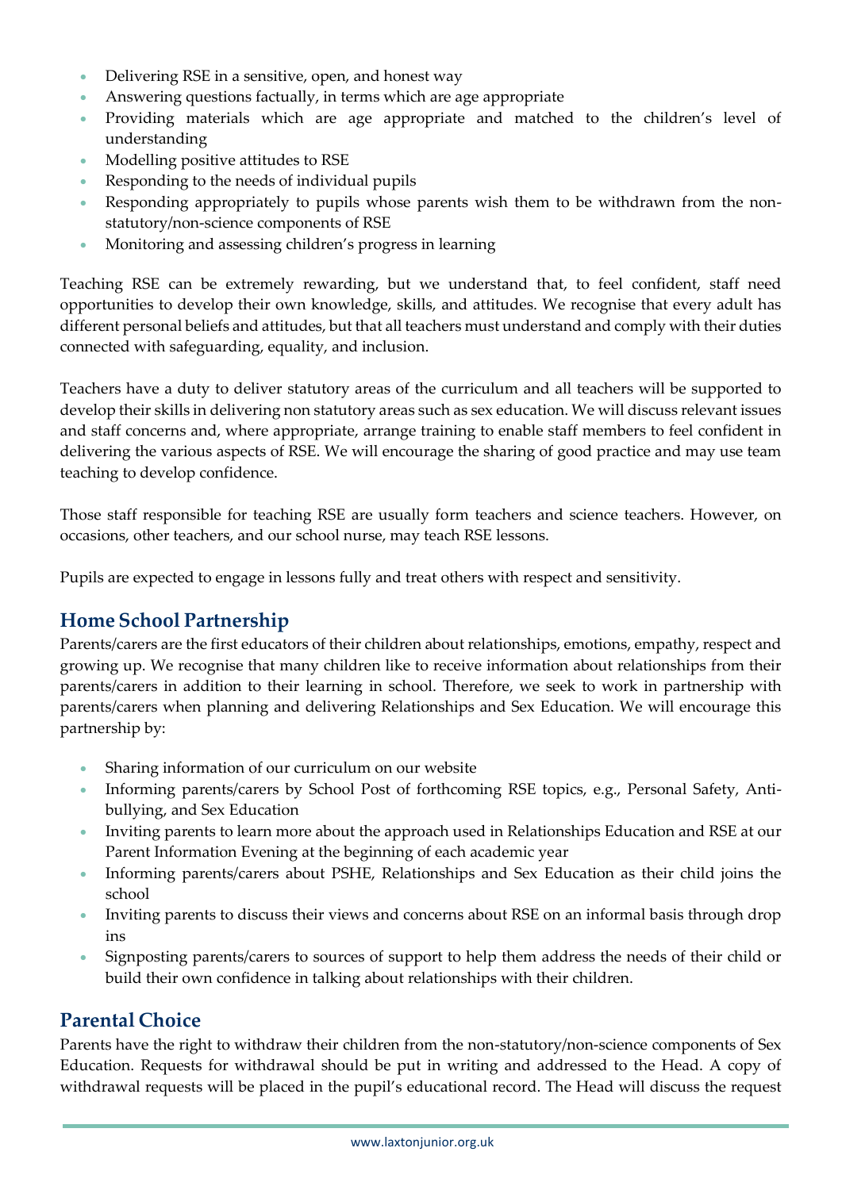- Delivering RSE in a sensitive, open, and honest way
- Answering questions factually, in terms which are age appropriate
- Providing materials which are age appropriate and matched to the children's level of understanding
- Modelling positive attitudes to RSE
- Responding to the needs of individual pupils
- Responding appropriately to pupils whose parents wish them to be withdrawn from the non-statutory/non-science components of RSE
- Monitoring and assessing children's progress in learning

Teaching RSE can be extremely rewarding, but we understand that, to feel confident, staff need opportunities to develop their own knowledge, skills, and attitudes. We recognise that every adult has different personal beliefs and attitudes, but that all teachers must understand and comply with their duties connected with safeguarding, equality, and inclusion.

Teachers have a duty to deliver statutory areas of the curriculum and all teachers will be supported to develop their skills in delivering non statutory areas such as sex education. We will discuss relevant issues and staff concerns and, where appropriate, arrange training to enable staff members to feel confident in delivering the various aspects of RSE. We will encourage the sharing of good practice and may use team teaching to develop confidence.

Those staff responsible for teaching RSE are usually form teachers and science teachers. However, on occasions, other teachers, and our school nurse, may teach RSE lessons.

Pupils are expected to engage in lessons fully and treat others with respect and sensitivity.

## Home School Partnership

Parents/carers are the first educators of their children about relationships, emotions, empathy, respect and growing up. We recognise that many children like to receive information about relationships from their parents/carers in addition to their learning in school. Therefore, we seek to work in partnership with parents/carers when planning and delivering Relationships and Sex Education. We will encourage this partnership by:

- Sharing information of our curriculum on our website
- Informing parents/carers by School Post of forthcoming RSE topics, e.g., Personal Safety, Anti-bullying, and Sex Education
- Inviting parents to learn more about the approach used in Relationships Education and RSE at our Parent Information Evening at the beginning of each academic year
- Informing parents/carers about PSHE, Relationships and Sex Education as their child joins the school
- Inviting parents to discuss their views and concerns about RSE on an informal basis through drop ins
- Signposting parents/carers to sources of support to help them address the needs of their child or build their own confidence in talking about relationships with their children.

## Parental Choice

Parents have the right to withdraw their children from the non-statutory/non-science components of Sex Education. Requests for withdrawal should be put in writing and addressed to the Head. A copy of withdrawal requests will be placed in the pupil's educational record. The Head will discuss the request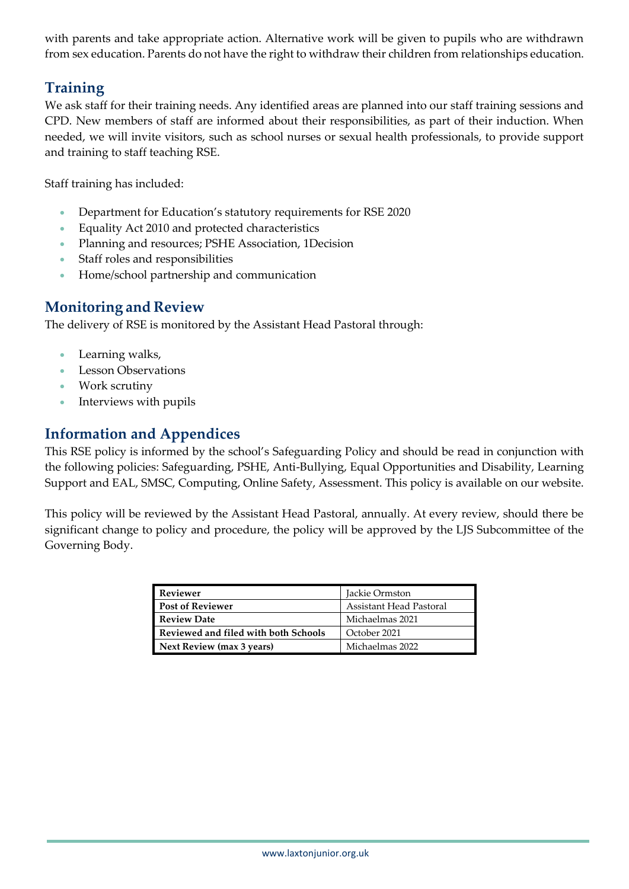with parents and take appropriate action. Alternative work will be given to pupils who are withdrawn from sex education. Parents do not have the right to withdraw their children from relationships education.

## Training

We ask staff for their training needs. Any identified areas are planned into our staff training sessions and CPD. New members of staff are informed about their responsibilities, as part of their induction. When needed, we will invite visitors, such as school nurses or sexual health professionals, to provide support and training to staff teaching RSE.

Staff training has included:

- Department for Education's statutory requirements for RSE 2020
- Equality Act 2010 and protected characteristics
- Planning and resources; PSHE Association, 1Decision
- Staff roles and responsibilities
- Home/school partnership and communication

## Monitoring and Review

The delivery of RSE is monitored by the Assistant Head Pastoral through:

- Learning walks,
- Lesson Observations
- Work scrutiny
- Interviews with pupils

## Information and Appendices

This RSE policy is informed by the school's Safeguarding Policy and should be read in conjunction with the following policies: Safeguarding, PSHE, Anti-Bullying, Equal Opportunities and Disability, Learning Support and EAL, SMSC, Computing, Online Safety, Assessment. This policy is available on our website.

This policy will be reviewed by the Assistant Head Pastoral, annually. At every review, should there be significant change to policy and procedure, the policy will be approved by the LJS Subcommittee of the Governing Body.

| | |
|---|---|
| **Reviewer** | Jackie Ormston |
| **Post of Reviewer** | Assistant Head Pastoral |
| **Review Date** | Michaelmas 2021 |
| **Reviewed and filed with both Schools** | October 2021 |
| **Next Review (max 3 years)** | Michaelmas 2022 |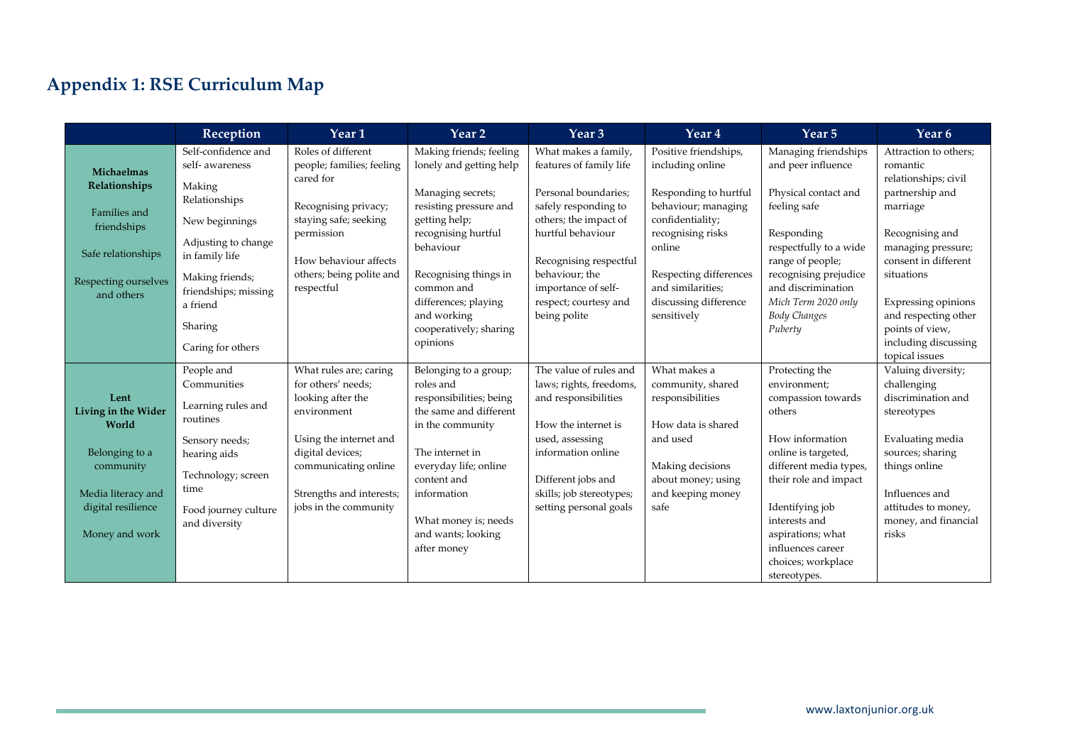## Appendix 1: RSE Curriculum Map

| | Reception | Year 1 | Year 2 | Year 3 | Year 4 | Year 5 | Year 6 |
|---|---|---|---|---|---|---|---|
| **Michaelmas Relationships**<br><br>Families and friendships<br><br>Safe relationships<br><br>Respecting ourselves and others | Self-confidence and self- awareness<br><br>Making Relationships<br><br>New beginnings<br><br>Adjusting to change in family life<br><br>Making friends; friendships; missing a friend<br><br>Sharing<br><br>Caring for others | Roles of different people; families; feeling cared for<br><br>Recognising privacy; staying safe; seeking permission<br><br>How behaviour affects others; being polite and respectful | Making friends; feeling lonely and getting help<br><br>Managing secrets; resisting pressure and getting help; recognising hurtful behaviour<br><br>Recognising things in common and differences; playing and working cooperatively; sharing opinions | What makes a family, features of family life<br><br>Personal boundaries; safely responding to others; the impact of hurtful behaviour<br><br>Recognising respectful behaviour; the importance of self-respect; courtesy and being polite | Positive friendships, including online<br><br>Responding to hurtful behaviour; managing confidentiality; recognising risks online<br><br>Respecting differences and similarities; discussing difference sensitively | Managing friendships and peer influence<br><br>Physical contact and feeling safe<br><br>Responding respectfully to a wide range of people; recognising prejudice and discrimination<br>*Mich Term 2020 only*<br>*Body Changes*<br>*Puberty* | Attraction to others; romantic relationships; civil partnership and marriage<br><br>Recognising and managing pressure; consent in different situations<br><br>Expressing opinions and respecting other points of view, including discussing topical issues |
| **Lent Living in the Wider World**<br><br>Belonging to a community<br><br>Media literacy and digital resilience<br><br>Money and work | People and Communities<br><br>Learning rules and routines<br><br>Sensory needs; hearing aids<br><br>Technology; screen time<br><br>Food journey culture and diversity | What rules are; caring for others' needs; looking after the environment<br><br>Using the internet and digital devices; communicating online<br><br>Strengths and interests; jobs in the community | Belonging to a group; roles and responsibilities; being the same and different in the community<br><br>The internet in everyday life; online content and information<br><br>What money is; needs and wants; looking after money | The value of rules and laws; rights, freedoms, and responsibilities<br><br>How the internet is used, assessing information online<br><br>Different jobs and skills; job stereotypes; setting personal goals | What makes a community, shared responsibilities<br><br>How data is shared and used<br><br>Making decisions about money; using and keeping money safe | Protecting the environment; compassion towards others<br><br>How information online is targeted, different media types, their role and impact<br><br>Identifying job interests and aspirations; what influences career choices; workplace stereotypes. | Valuing diversity; challenging discrimination and stereotypes<br><br>Evaluating media sources; sharing things online<br><br>Influences and attitudes to money, money, and financial risks |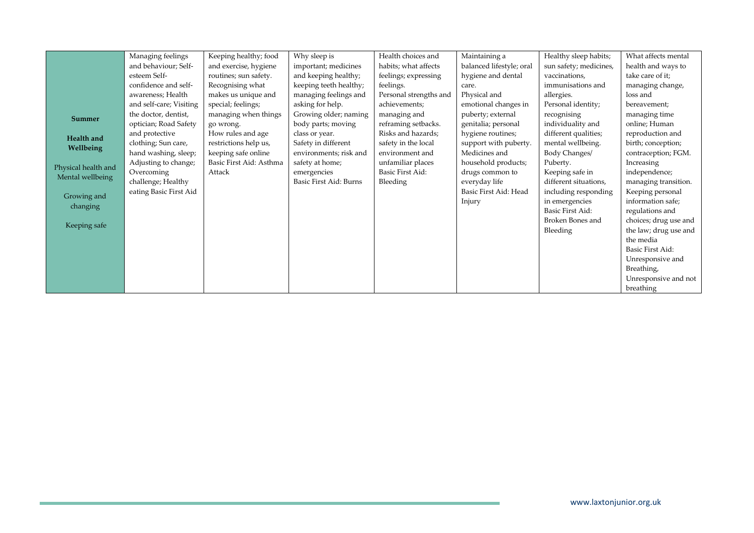| **Summer**<br><br>**Health and Wellbeing**<br><br>Physical health and Mental wellbeing<br><br>Growing and changing<br><br>Keeping safe | Managing feelings and behaviour; Self-esteem Self-confidence and self-awareness; Health and self-care; Visiting the doctor, dentist, optician; Road Safety and protective clothing; Sun care, hand washing, sleep; Adjusting to change; Overcoming challenge; Healthy eating Basic First Aid | Keeping healthy; food and exercise, hygiene routines; sun safety. Recognising what makes us unique and special; feelings; managing when things go wrong. How rules and age restrictions help us, keeping safe online Basic First Aid: Asthma Attack | Why sleep is important; medicines and keeping healthy; keeping teeth healthy; managing feelings and asking for help. Growing older; naming body parts; moving class or year. Safety in different environments; risk and safety at home; emergencies Basic First Aid: Burns | Health choices and habits; what affects feelings; expressing feelings. Personal strengths and achievements; managing and reframing setbacks. Risks and hazards; safety in the local environment and unfamiliar places Basic First Aid: Bleeding | Maintaining a balanced lifestyle; oral hygiene and dental care. Physical and emotional changes in puberty; external genitalia; personal hygiene routines; support with puberty. Medicines and household products; drugs common to everyday life Basic First Aid: Head Injury | Healthy sleep habits; sun safety; medicines, vaccinations, immunisations and allergies. Personal identity; recognising individuality and different qualities; mental wellbeing. Body Changes/ Puberty. Keeping safe in different situations, including responding in emergencies Basic First Aid: Broken Bones and Bleeding | What affects mental health and ways to take care of it; managing change, loss and bereavement; managing time online; Human reproduction and birth; conception; contraception; FGM. Increasing independence; managing transition. Keeping personal information safe; regulations and choices; drug use and the law; drug use and the media Basic First Aid: Unresponsive and Breathing, Unresponsive and not breathing |
|---|---|---|---|---|---|---|---|

www.laxtonjunior.org.uk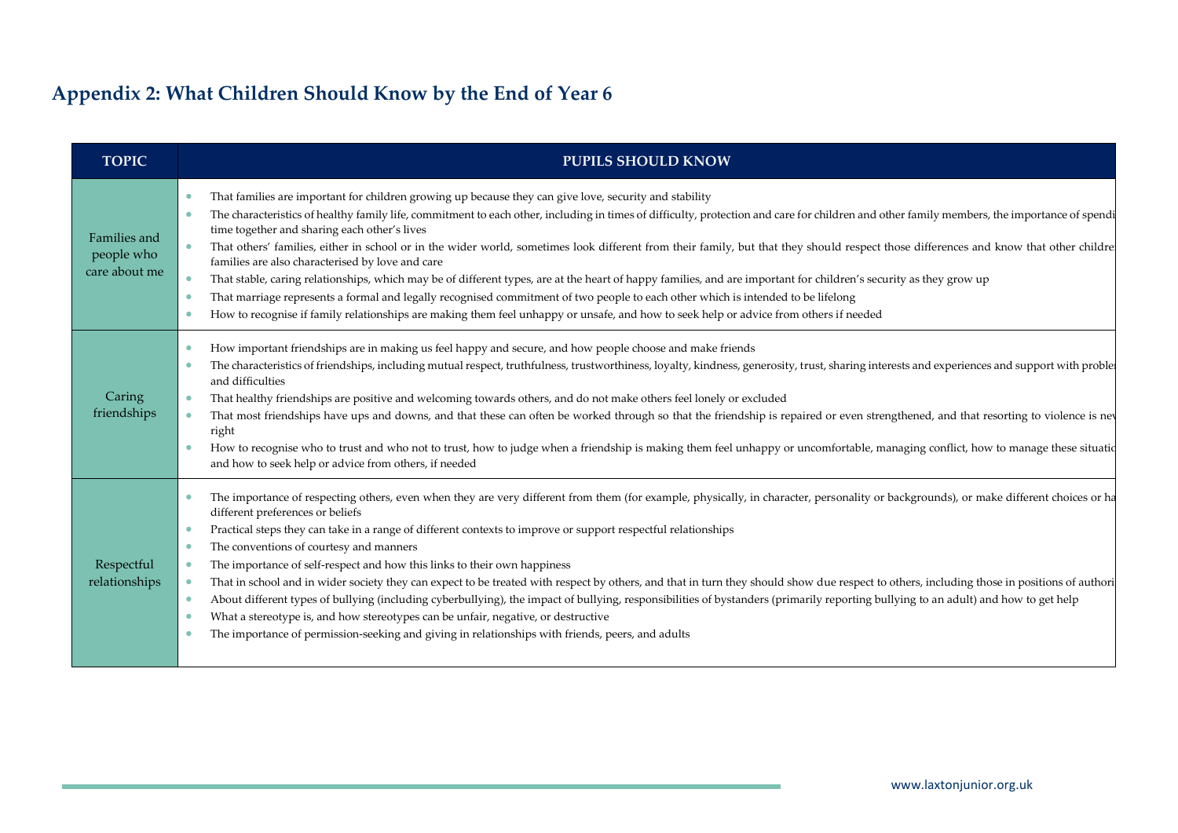## Appendix 2: What Children Should Know by the End of Year 6

| TOPIC | PUPILS SHOULD KNOW |
|---|---|
| Families and people who care about me | • That families are important for children growing up because they can give love, security and stability<br>• The characteristics of healthy family life, commitment to each other, including in times of difficulty, protection and care for children and other family members, the importance of spendi time together and sharing each other's lives<br>• That others' families, either in school or in the wider world, sometimes look different from their family, but that they should respect those differences and know that other childre families are also characterised by love and care<br>• That stable, caring relationships, which may be of different types, are at the heart of happy families, and are important for children's security as they grow up<br>• That marriage represents a formal and legally recognised commitment of two people to each other which is intended to be lifelong<br>• How to recognise if family relationships are making them feel unhappy or unsafe, and how to seek help or advice from others if needed |
| Caring friendships | • How important friendships are in making us feel happy and secure, and how people choose and make friends<br>• The characteristics of friendships, including mutual respect, truthfulness, trustworthiness, loyalty, kindness, generosity, trust, sharing interests and experiences and support with proble and difficulties<br>• That healthy friendships are positive and welcoming towards others, and do not make others feel lonely or excluded<br>• That most friendships have ups and downs, and that these can often be worked through so that the friendship is repaired or even strengthened, and that resorting to violence is nev right<br>• How to recognise who to trust and who not to trust, how to judge when a friendship is making them feel unhappy or uncomfortable, managing conflict, how to manage these situatio and how to seek help or advice from others, if needed |
| Respectful relationships | • The importance of respecting others, even when they are very different from them (for example, physically, in character, personality or backgrounds), or make different choices or ha different preferences or beliefs<br>• Practical steps they can take in a range of different contexts to improve or support respectful relationships<br>• The conventions of courtesy and manners<br>• The importance of self-respect and how this links to their own happiness<br>• That in school and in wider society they can expect to be treated with respect by others, and that in turn they should show due respect to others, including those in positions of authori<br>• About different types of bullying (including cyberbullying), the impact of bullying, responsibilities of bystanders (primarily reporting bullying to an adult) and how to get help<br>• What a stereotype is, and how stereotypes can be unfair, negative, or destructive<br>• The importance of permission-seeking and giving in relationships with friends, peers, and adults |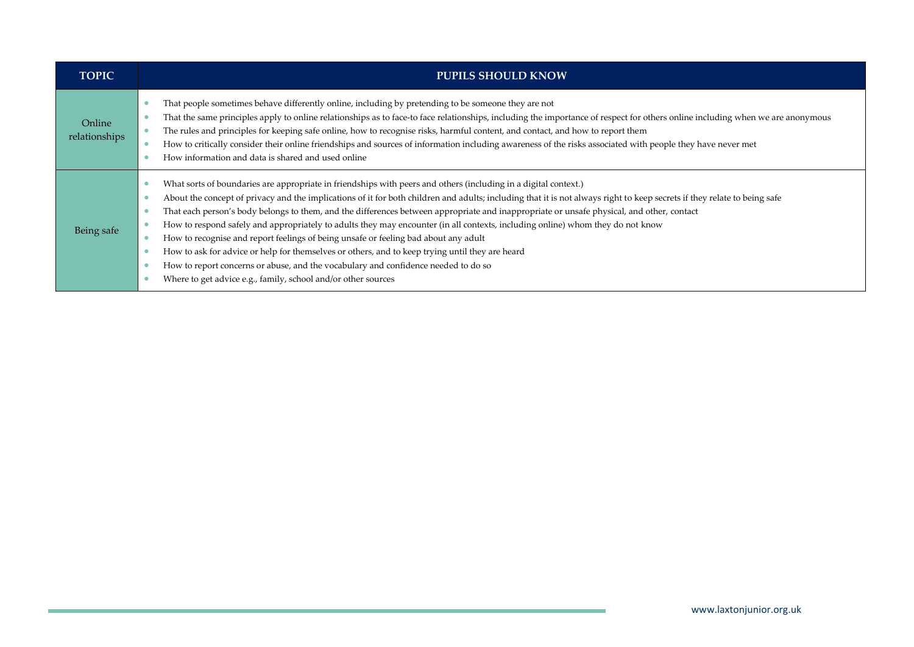| TOPIC | PUPILS SHOULD KNOW |
| --- | --- |
| Online relationships | • That people sometimes behave differently online, including by pretending to be someone they are not<br>• That the same principles apply to online relationships as to face-to face relationships, including the importance of respect for others online including when we are anonymous<br>• The rules and principles for keeping safe online, how to recognise risks, harmful content, and contact, and how to report them<br>• How to critically consider their online friendships and sources of information including awareness of the risks associated with people they have never met<br>• How information and data is shared and used online |
| Being safe | • What sorts of boundaries are appropriate in friendships with peers and others (including in a digital context.)<br>• About the concept of privacy and the implications of it for both children and adults; including that it is not always right to keep secrets if they relate to being safe<br>• That each person's body belongs to them, and the differences between appropriate and inappropriate or unsafe physical, and other, contact<br>• How to respond safely and appropriately to adults they may encounter (in all contexts, including online) whom they do not know<br>• How to recognise and report feelings of being unsafe or feeling bad about any adult<br>• How to ask for advice or help for themselves or others, and to keep trying until they are heard<br>• How to report concerns or abuse, and the vocabulary and confidence needed to do so<br>• Where to get advice e.g., family, school and/or other sources |